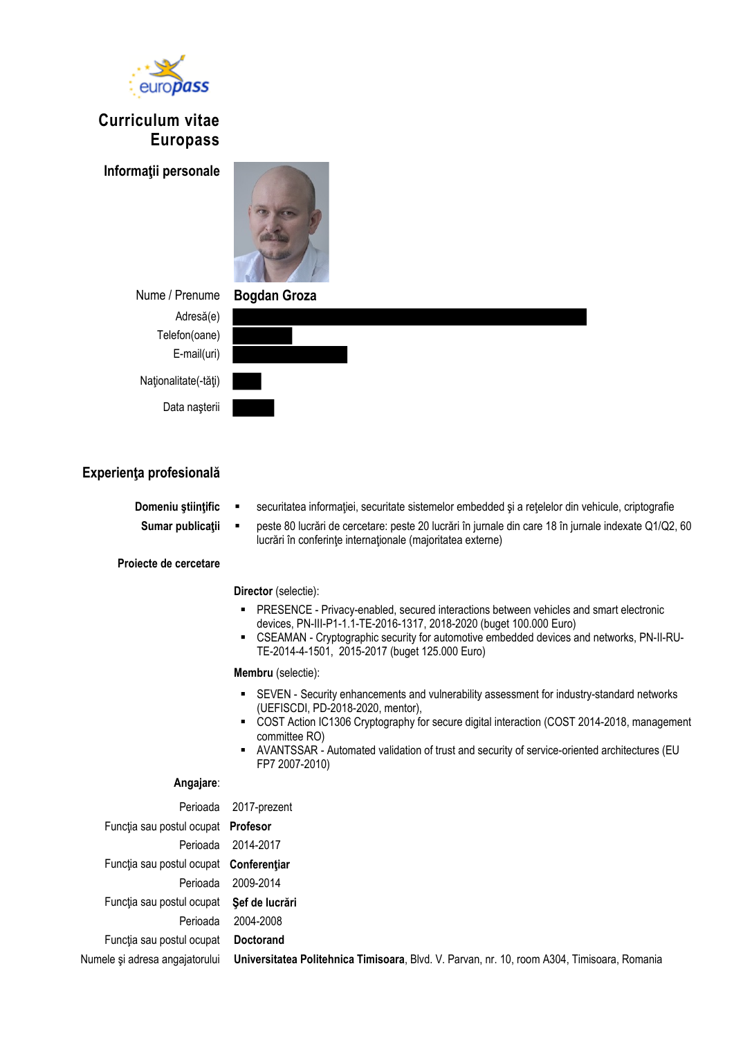# Curriculum vitae Europass

## Informaţii personale

**Nume / Prenume:** **Bogdan Groza**

Adresă(e):

Telefon(oane):

E-mail(uri):

Naţionalitate(-tăţi):

Data naşterii:

## Experienţa profesională

**Domeniu ştiinţific**
- securitatea informaţiei, securitate sistemelor embedded şi a reţelelor din vehicule, criptografie

**Sumar publicaţii**
- peste 80 lucrări de cercetare: peste 20 lucrări în jurnale din care 18 în jurnale indexate Q1/Q2, 60 lucrări în conferinţe internaţionale (majoritatea externe)

**Proiecte de cercetare**

**Director** (selectie):
- PRESENCE - Privacy-enabled, secured interactions between vehicles and smart electronic devices, PN-III-P1-1.1-TE-2016-1317, 2018-2020 (buget 100.000 Euro)
- CSEAMAN - Cryptographic security for automotive embedded devices and networks, PN-II-RU-TE-2014-4-1501, 2015-2017 (buget 125.000 Euro)

**Membru** (selectie):
- SEVEN - Security enhancements and vulnerability assessment for industry-standard networks (UEFISCDI, PD-2018-2020, mentor),
- COST Action IC1306 Cryptography for secure digital interaction (COST 2014-2018, management committee RO)
- AVANTSSAR - Automated validation of trust and security of service-oriented architectures (EU FP7 2007-2010)

**Angajare**:

Perioada: 2017-prezent
Funcţia sau postul ocupat: **Profesor**

Perioada: 2014-2017
Funcţia sau postul ocupat: **Conferenţiar**

Perioada: 2009-2014
Funcţia sau postul ocupat: **Şef de lucrări**

Perioada: 2004-2008
Funcţia sau postul ocupat: **Doctorand**

Numele şi adresa angajatorului: **Universitatea Politehnica Timisoara**, Blvd. V. Parvan, nr. 10, room A304, Timisoara, Romania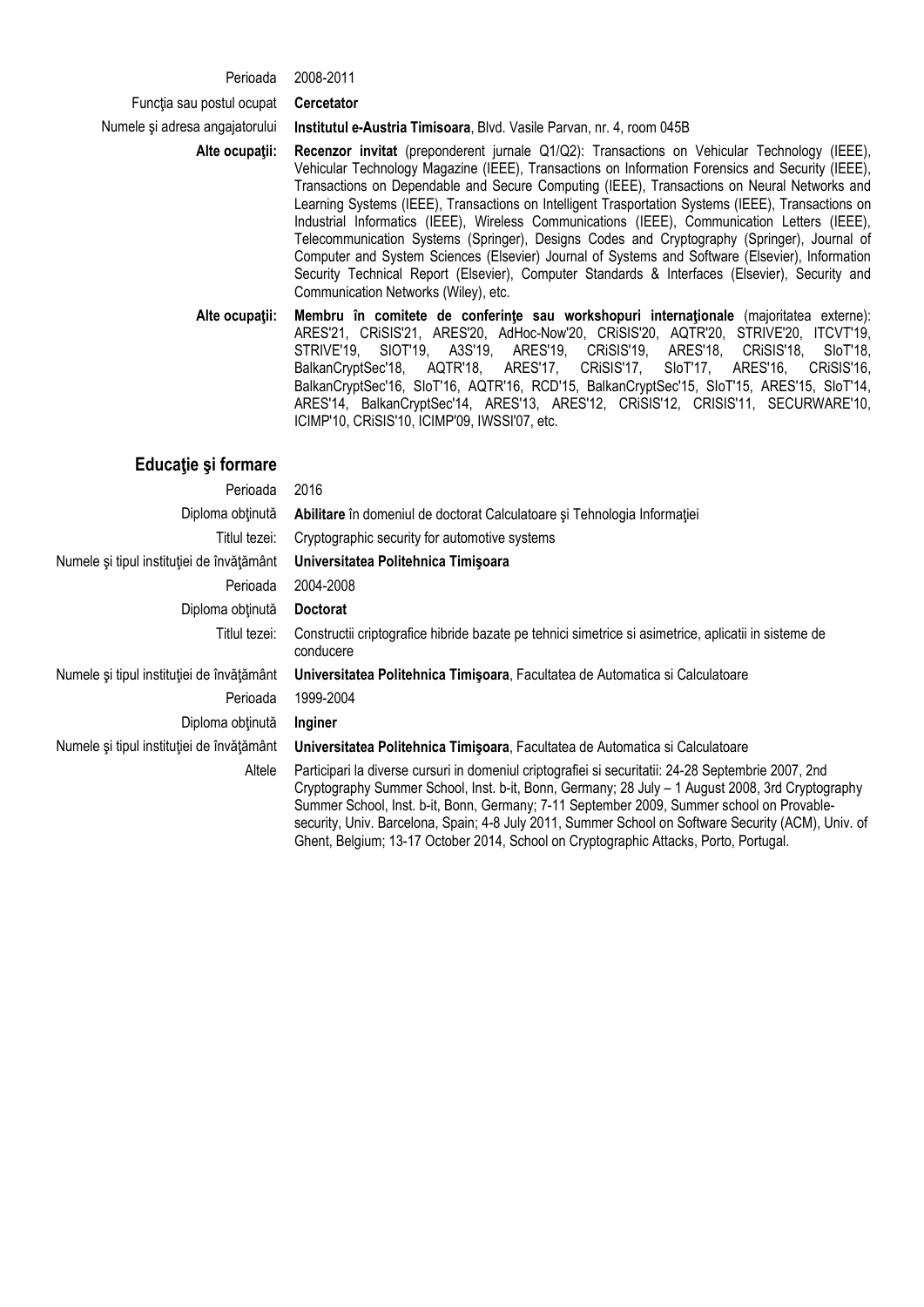| | |
|---|---|
| Perioada | 2008-2011 |
| Funcţia sau postul ocupat | **Cercetator** |
| Numele şi adresa angajatorului | **Institutul e-Austria Timisoara**, Blvd. Vasile Parvan, nr. 4, room 045B |
| **Alte ocupaţii:** | **Recenzor invitat** (preponderent jurnale Q1/Q2): Transactions on Vehicular Technology (IEEE), Vehicular Technology Magazine (IEEE), Transactions on Information Forensics and Security (IEEE), Transactions on Dependable and Secure Computing (IEEE), Transactions on Neural Networks and Learning Systems (IEEE), Transactions on Intelligent Trasportation Systems (IEEE), Transactions on Industrial Informatics (IEEE), Wireless Communications (IEEE), Communication Letters (IEEE), Telecommunication Systems (Springer), Designs Codes and Cryptography (Springer), Journal of Computer and System Sciences (Elsevier) Journal of Systems and Software (Elsevier), Information Security Technical Report (Elsevier), Computer Standards & Interfaces (Elsevier), Security and Communication Networks (Wiley), etc. |
| **Alte ocupaţii:** | **Membru în comitete de conferinţe sau workshopuri internaţionale** (majoritatea externe): ARES'21, CRiSIS'21, ARES'20, AdHoc-Now'20, CRiSIS'20, AQTR'20, STRIVE'20, ITCVT'19, STRIVE'19, SIOT'19, A3S'19, ARES'19, CRiSIS'19, ARES'18, CRiSIS'18, SIoT'18, BalkanCryptSec'18, AQTR'18, ARES'17, CRiSIS'17, SIoT'17, ARES'16, CRiSIS'16, BalkanCryptSec'16, SIoT'16, AQTR'16, RCD'15, BalkanCryptSec'15, SIoT'15, ARES'15, SIoT'14, ARES'14, BalkanCryptSec'14, ARES'13, ARES'12, CRiSIS'12, CRISIS'11, SECURWARE'10, ICIMP'10, CRiSIS'10, ICIMP'09, IWSSI'07, etc. |

## Educaţie şi formare

| | |
|---|---|
| Perioada | 2016 |
| Diploma obţinută | **Abilitare** în domeniul de doctorat Calculatoare şi Tehnologia Informaţiei |
| Titlul tezei: | Cryptographic security for automotive systems |
| Numele şi tipul instituţiei de învăţământ | **Universitatea Politehnica Timişoara** |
| Perioada | 2004-2008 |
| Diploma obţinută | **Doctorat** |
| Titlul tezei: | Constructii criptografice hibride bazate pe tehnici simetrice si asimetrice, aplicatii in sisteme de conducere |
| Numele şi tipul instituţiei de învăţământ | **Universitatea Politehnica Timişoara**, Facultatea de Automatica si Calculatoare |
| Perioada | 1999-2004 |
| Diploma obţinută | **Inginer** |
| Numele şi tipul instituţiei de învăţământ | **Universitatea Politehnica Timişoara**, Facultatea de Automatica si Calculatoare |
| Altele | Participari la diverse cursuri in domeniul criptografiei si securitatii: 24-28 Septembrie 2007, 2nd Cryptography Summer School, Inst. b-it, Bonn, Germany; 28 July – 1 August 2008, 3rd Cryptography Summer School, Inst. b-it, Bonn, Germany; 7-11 September 2009, Summer school on Provable-security, Univ. Barcelona, Spain; 4-8 July 2011, Summer School on Software Security (ACM), Univ. of Ghent, Belgium; 13-17 October 2014, School on Cryptographic Attacks, Porto, Portugal. |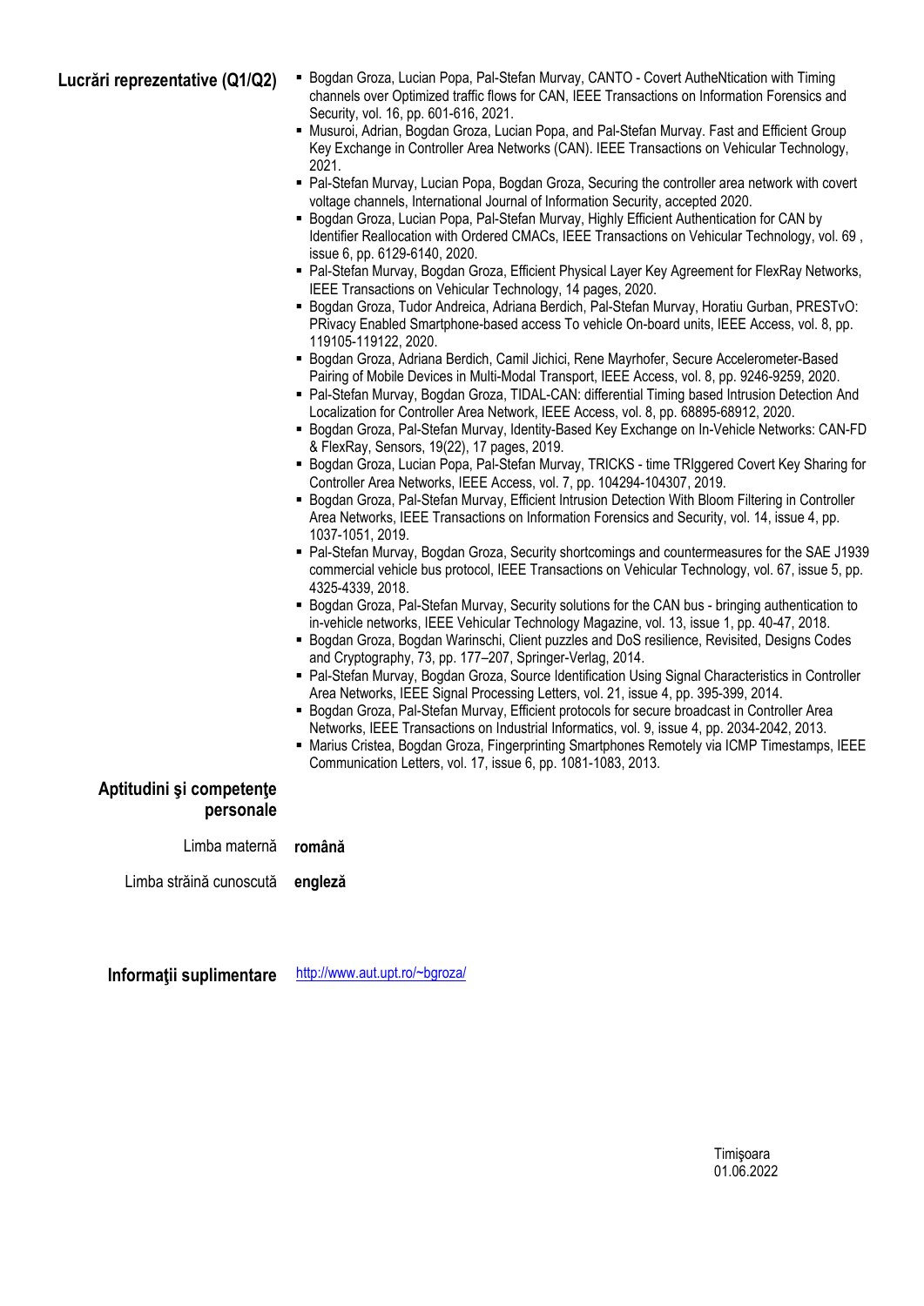**Lucrări reprezentative (Q1/Q2)**

- Bogdan Groza, Lucian Popa, Pal-Stefan Murvay, CANTO - Covert AutheNtication with Timing channels over Optimized traffic flows for CAN, IEEE Transactions on Information Forensics and Security, vol. 16, pp. 601-616, 2021.
- Musuroi, Adrian, Bogdan Groza, Lucian Popa, and Pal-Stefan Murvay. Fast and Efficient Group Key Exchange in Controller Area Networks (CAN). IEEE Transactions on Vehicular Technology, 2021.
- Pal-Stefan Murvay, Lucian Popa, Bogdan Groza, Securing the controller area network with covert voltage channels, International Journal of Information Security, accepted 2020.
- Bogdan Groza, Lucian Popa, Pal-Stefan Murvay, Highly Efficient Authentication for CAN by Identifier Reallocation with Ordered CMACs, IEEE Transactions on Vehicular Technology, vol. 69 , issue 6, pp. 6129-6140, 2020.
- Pal-Stefan Murvay, Bogdan Groza, Efficient Physical Layer Key Agreement for FlexRay Networks, IEEE Transactions on Vehicular Technology, 14 pages, 2020.
- Bogdan Groza, Tudor Andreica, Adriana Berdich, Pal-Stefan Murvay, Horatiu Gurban, PRESTvO: PRivacy Enabled Smartphone-based access To vehicle On-board units, IEEE Access, vol. 8, pp. 119105-119122, 2020.
- Bogdan Groza, Adriana Berdich, Camil Jichici, Rene Mayrhofer, Secure Accelerometer-Based Pairing of Mobile Devices in Multi-Modal Transport, IEEE Access, vol. 8, pp. 9246-9259, 2020.
- Pal-Stefan Murvay, Bogdan Groza, TIDAL-CAN: differential Timing based Intrusion Detection And Localization for Controller Area Network, IEEE Access, vol. 8, pp. 68895-68912, 2020.
- Bogdan Groza, Pal-Stefan Murvay, Identity-Based Key Exchange on In-Vehicle Networks: CAN-FD & FlexRay, Sensors, 19(22), 17 pages, 2019.
- Bogdan Groza, Lucian Popa, Pal-Stefan Murvay, TRICKS - time TRIggered Covert Key Sharing for Controller Area Networks, IEEE Access, vol. 7, pp. 104294-104307, 2019.
- Bogdan Groza, Pal-Stefan Murvay, Efficient Intrusion Detection With Bloom Filtering in Controller Area Networks, IEEE Transactions on Information Forensics and Security, vol. 14, issue 4, pp. 1037-1051, 2019.
- Pal-Stefan Murvay, Bogdan Groza, Security shortcomings and countermeasures for the SAE J1939 commercial vehicle bus protocol, IEEE Transactions on Vehicular Technology, vol. 67, issue 5, pp. 4325-4339, 2018.
- Bogdan Groza, Pal-Stefan Murvay, Security solutions for the CAN bus - bringing authentication to in-vehicle networks, IEEE Vehicular Technology Magazine, vol. 13, issue 1, pp. 40-47, 2018.
- Bogdan Groza, Bogdan Warinschi, Client puzzles and DoS resilience, Revisited, Designs Codes and Cryptography, 73, pp. 177–207, Springer-Verlag, 2014.
- Pal-Stefan Murvay, Bogdan Groza, Source Identification Using Signal Characteristics in Controller Area Networks, IEEE Signal Processing Letters, vol. 21, issue 4, pp. 395-399, 2014.
- Bogdan Groza, Pal-Stefan Murvay, Efficient protocols for secure broadcast in Controller Area Networks, IEEE Transactions on Industrial Informatics, vol. 9, issue 4, pp. 2034-2042, 2013.
- Marius Cristea, Bogdan Groza, Fingerprinting Smartphones Remotely via ICMP Timestamps, IEEE Communication Letters, vol. 17, issue 6, pp. 1081-1083, 2013.

**Aptitudini şi competenţe personale**

Limba maternă **română**

Limba străină cunoscută **engleză**

**Informaţii suplimentare** http://www.aut.upt.ro/~bgroza/

Timişoara
01.06.2022